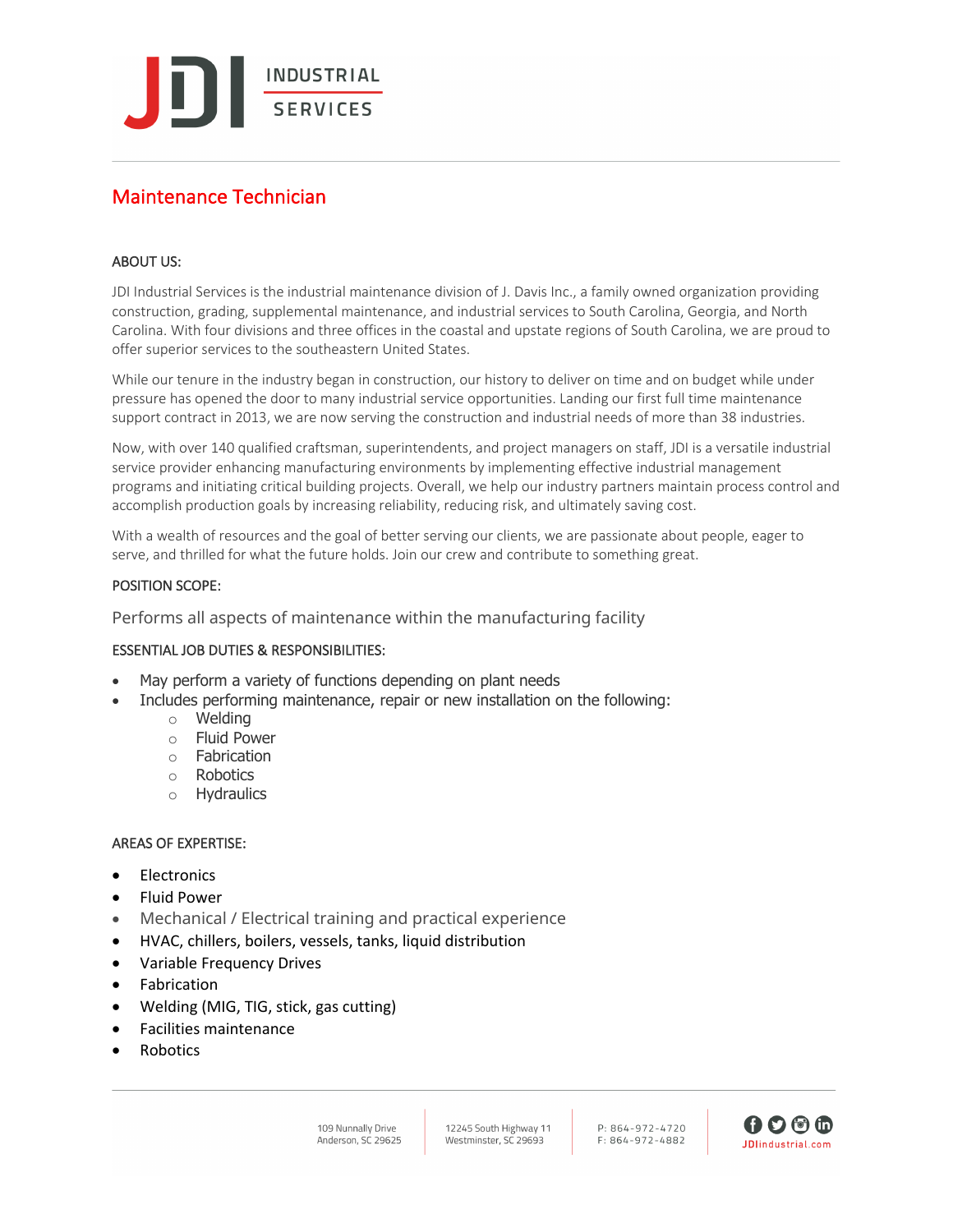# JDI INDUSTRIAL SERVICES

## Maintenance Technician

### ABOUT US:

JDI Industrial Services is the industrial maintenance division of J. Davis Inc., a family owned organization providing construction, grading, supplemental maintenance, and industrial services to South Carolina, Georgia, and North Carolina. With four divisions and three offices in the coastal and upstate regions of South Carolina, we are proud to offer superior services to the southeastern United States.

While our tenure in the industry began in construction, our history to deliver on time and on budget while under pressure has opened the door to many industrial service opportunities. Landing our first full time maintenance support contract in 2013, we are now serving the construction and industrial needs of more than 38 industries.

Now, with over 140 qualified craftsman, superintendents, and project managers on staff, JDI is a versatile industrial service provider enhancing manufacturing environments by implementing effective industrial management programs and initiating critical building projects. Overall, we help our industry partners maintain process control and accomplish production goals by increasing reliability, reducing risk, and ultimately saving cost.

With a wealth of resources and the goal of better serving our clients, we are passionate about people, eager to serve, and thrilled for what the future holds. Join our crew and contribute to something great.

### POSITION SCOPE:

Performs all aspects of maintenance within the manufacturing facility

### ESSENTIAL JOB DUTIES & RESPONSIBILITIES:

- May perform a variety of functions depending on plant needs
- Includes performing maintenance, repair or new installation on the following:
  - Welding
  - Fluid Power
  - Fabrication
  - Robotics
  - Hydraulics

### AREAS OF EXPERTISE:

- Electronics
- Fluid Power
- Mechanical / Electrical training and practical experience
- HVAC, chillers, boilers, vessels, tanks, liquid distribution
- Variable Frequency Drives
- Fabrication
- Welding (MIG, TIG, stick, gas cutting)
- Facilities maintenance
- Robotics

109 Nunnally Drive
Anderson, SC 29625

12245 South Highway 11
Westminster, SC 29693

P: 864-972-4720
F: 864-972-4882

JDIindustrial.com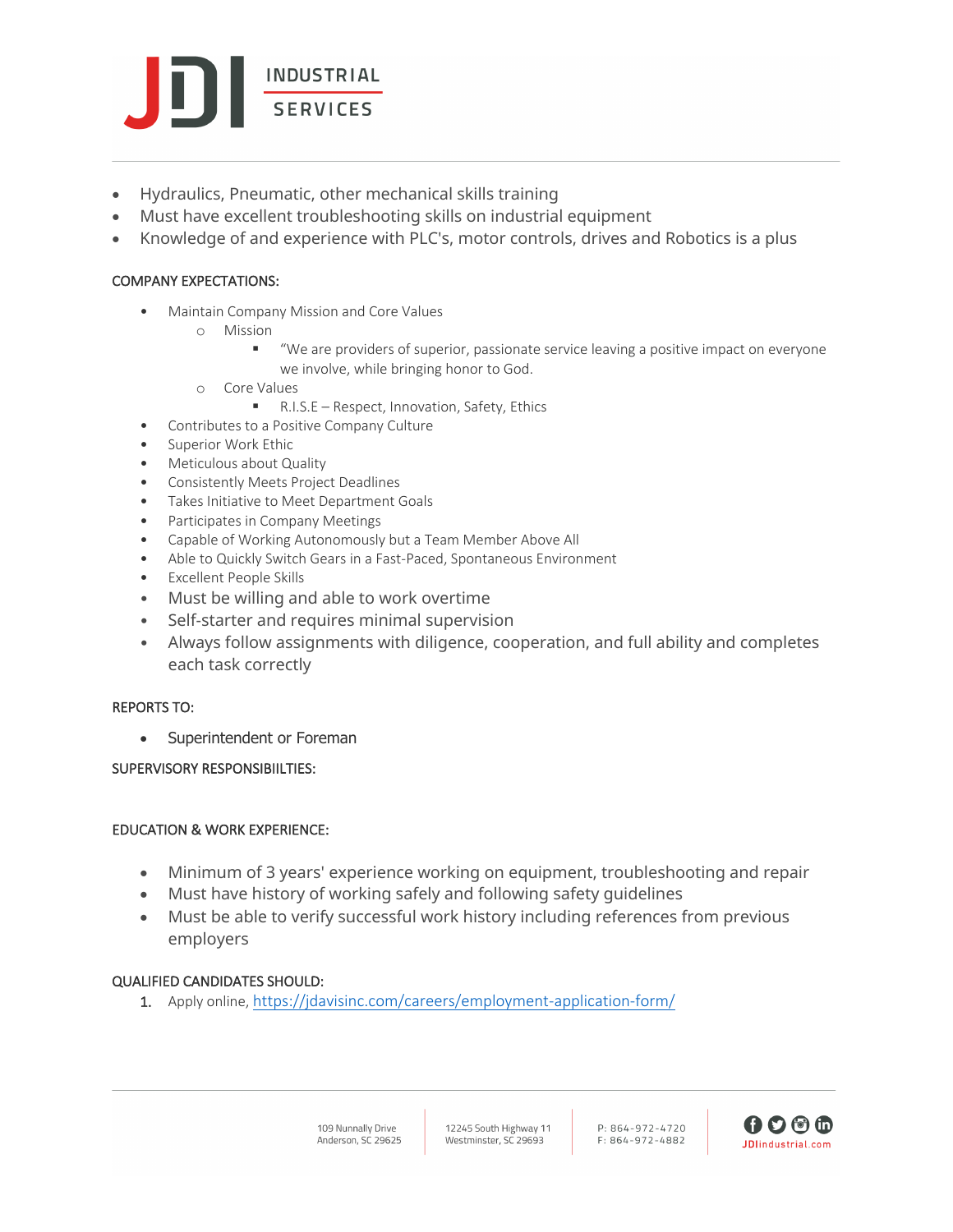- Hydraulics, Pneumatic, other mechanical skills training
- Must have excellent troubleshooting skills on industrial equipment
- Knowledge of and experience with PLC's, motor controls, drives and Robotics is a plus

COMPANY EXPECTATIONS:

- Maintain Company Mission and Core Values
  - Mission
    - "We are providers of superior, passionate service leaving a positive impact on everyone we involve, while bringing honor to God.
  - Core Values
    - R.I.S.E – Respect, Innovation, Safety, Ethics
- Contributes to a Positive Company Culture
- Superior Work Ethic
- Meticulous about Quality
- Consistently Meets Project Deadlines
- Takes Initiative to Meet Department Goals
- Participates in Company Meetings
- Capable of Working Autonomously but a Team Member Above All
- Able to Quickly Switch Gears in a Fast-Paced, Spontaneous Environment
- Excellent People Skills
- Must be willing and able to work overtime
- Self-starter and requires minimal supervision
- Always follow assignments with diligence, cooperation, and full ability and completes each task correctly

REPORTS TO:

- Superintendent or Foreman

SUPERVISORY RESPONSIBIILTIES:

EDUCATION & WORK EXPERIENCE:

- Minimum of 3 years' experience working on equipment, troubleshooting and repair
- Must have history of working safely and following safety guidelines
- Must be able to verify successful work history including references from previous employers

QUALIFIED CANDIDATES SHOULD:

1. Apply online, https://jdavisinc.com/careers/employment-application-form/